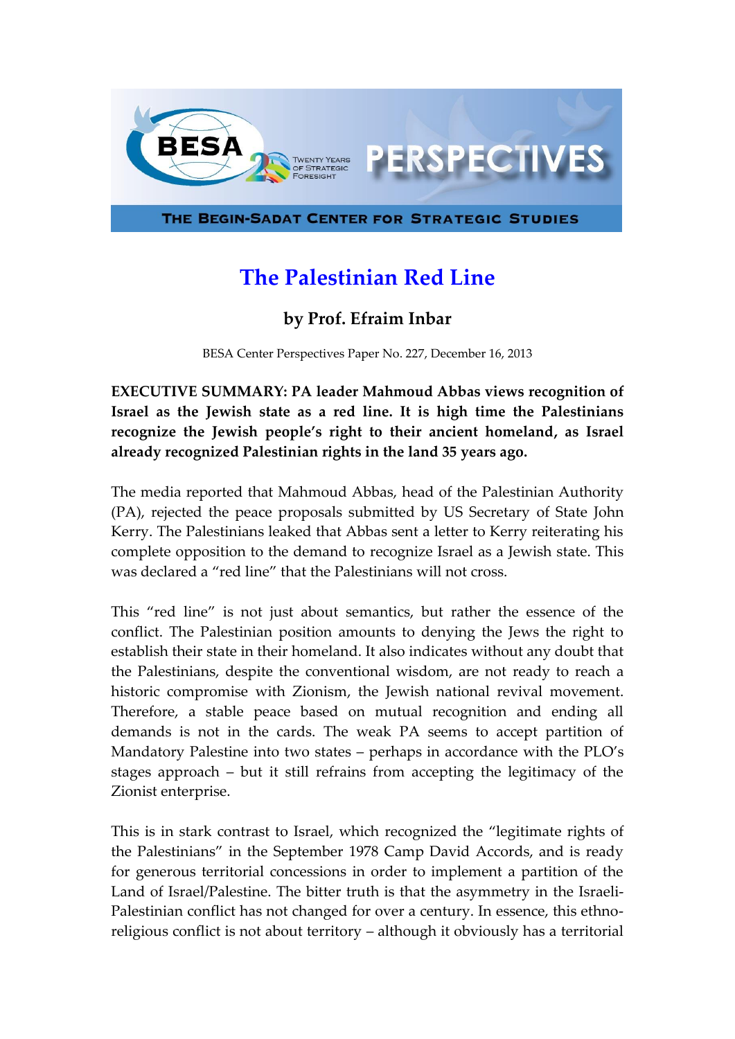# The Palestinian Red Line

## by Prof. Efraim Inbar

BESA Center Perspectives Paper No. 227, December 16, 2013

**EXECUTIVE SUMMARY: PA leader Mahmoud Abbas views recognition of Israel as the Jewish state as a red line. It is high time the Palestinians recognize the Jewish people's right to their ancient homeland, as Israel already recognized Palestinian rights in the land 35 years ago.**

The media reported that Mahmoud Abbas, head of the Palestinian Authority (PA), rejected the peace proposals submitted by US Secretary of State John Kerry. The Palestinians leaked that Abbas sent a letter to Kerry reiterating his complete opposition to the demand to recognize Israel as a Jewish state. This was declared a "red line" that the Palestinians will not cross.

This "red line" is not just about semantics, but rather the essence of the conflict. The Palestinian position amounts to denying the Jews the right to establish their state in their homeland. It also indicates without any doubt that the Palestinians, despite the conventional wisdom, are not ready to reach a historic compromise with Zionism, the Jewish national revival movement. Therefore, a stable peace based on mutual recognition and ending all demands is not in the cards. The weak PA seems to accept partition of Mandatory Palestine into two states – perhaps in accordance with the PLO's stages approach – but it still refrains from accepting the legitimacy of the Zionist enterprise.

This is in stark contrast to Israel, which recognized the "legitimate rights of the Palestinians" in the September 1978 Camp David Accords, and is ready for generous territorial concessions in order to implement a partition of the Land of Israel/Palestine. The bitter truth is that the asymmetry in the Israeli-Palestinian conflict has not changed for over a century. In essence, this ethno-religious conflict is not about territory – although it obviously has a territorial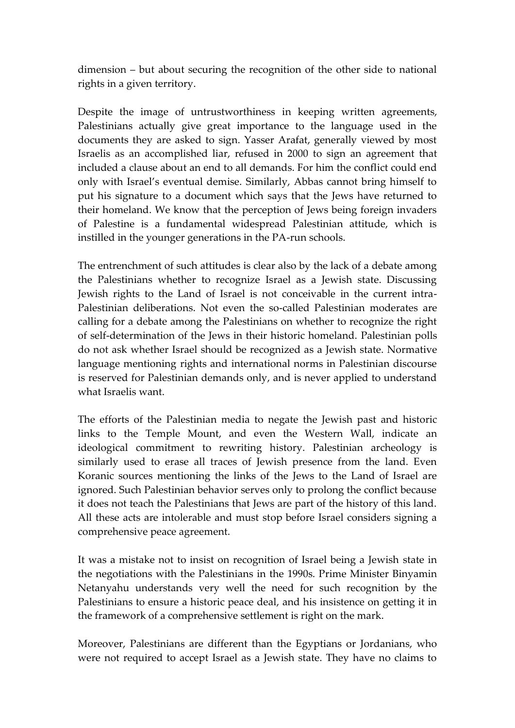dimension – but about securing the recognition of the other side to national rights in a given territory.

Despite the image of untrustworthiness in keeping written agreements, Palestinians actually give great importance to the language used in the documents they are asked to sign. Yasser Arafat, generally viewed by most Israelis as an accomplished liar, refused in 2000 to sign an agreement that included a clause about an end to all demands. For him the conflict could end only with Israel's eventual demise. Similarly, Abbas cannot bring himself to put his signature to a document which says that the Jews have returned to their homeland. We know that the perception of Jews being foreign invaders of Palestine is a fundamental widespread Palestinian attitude, which is instilled in the younger generations in the PA-run schools.

The entrenchment of such attitudes is clear also by the lack of a debate among the Palestinians whether to recognize Israel as a Jewish state. Discussing Jewish rights to the Land of Israel is not conceivable in the current intra-Palestinian deliberations. Not even the so-called Palestinian moderates are calling for a debate among the Palestinians on whether to recognize the right of self-determination of the Jews in their historic homeland. Palestinian polls do not ask whether Israel should be recognized as a Jewish state. Normative language mentioning rights and international norms in Palestinian discourse is reserved for Palestinian demands only, and is never applied to understand what Israelis want.

The efforts of the Palestinian media to negate the Jewish past and historic links to the Temple Mount, and even the Western Wall, indicate an ideological commitment to rewriting history. Palestinian archeology is similarly used to erase all traces of Jewish presence from the land. Even Koranic sources mentioning the links of the Jews to the Land of Israel are ignored. Such Palestinian behavior serves only to prolong the conflict because it does not teach the Palestinians that Jews are part of the history of this land. All these acts are intolerable and must stop before Israel considers signing a comprehensive peace agreement.

It was a mistake not to insist on recognition of Israel being a Jewish state in the negotiations with the Palestinians in the 1990s. Prime Minister Binyamin Netanyahu understands very well the need for such recognition by the Palestinians to ensure a historic peace deal, and his insistence on getting it in the framework of a comprehensive settlement is right on the mark.

Moreover, Palestinians are different than the Egyptians or Jordanians, who were not required to accept Israel as a Jewish state. They have no claims to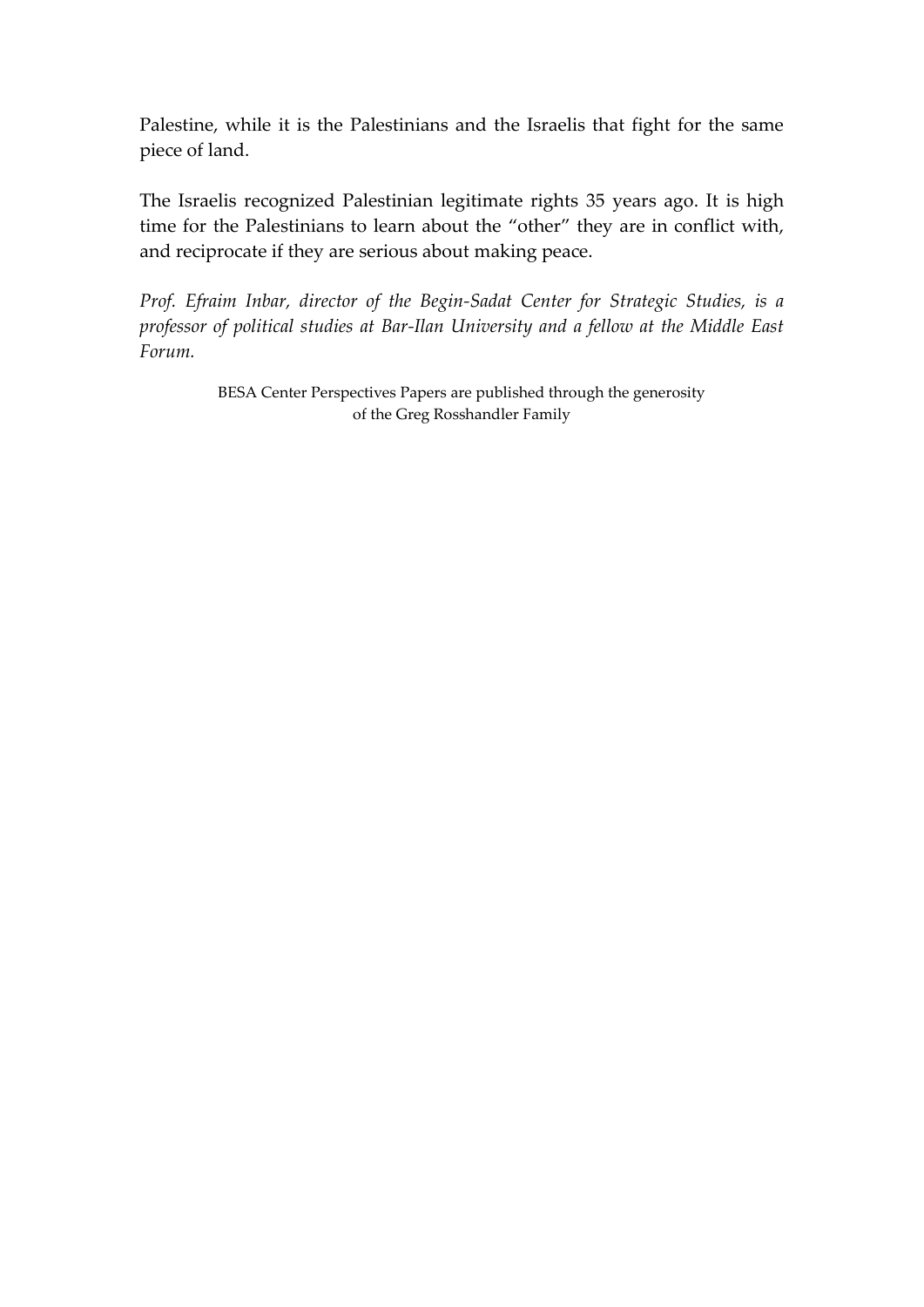Palestine, while it is the Palestinians and the Israelis that fight for the same piece of land.

The Israelis recognized Palestinian legitimate rights 35 years ago. It is high time for the Palestinians to learn about the "other" they are in conflict with, and reciprocate if they are serious about making peace.

*Prof. Efraim Inbar, director of the Begin-Sadat Center for Strategic Studies, is a professor of political studies at Bar-Ilan University and a fellow at the Middle East Forum.*

BESA Center Perspectives Papers are published through the generosity of the Greg Rosshandler Family